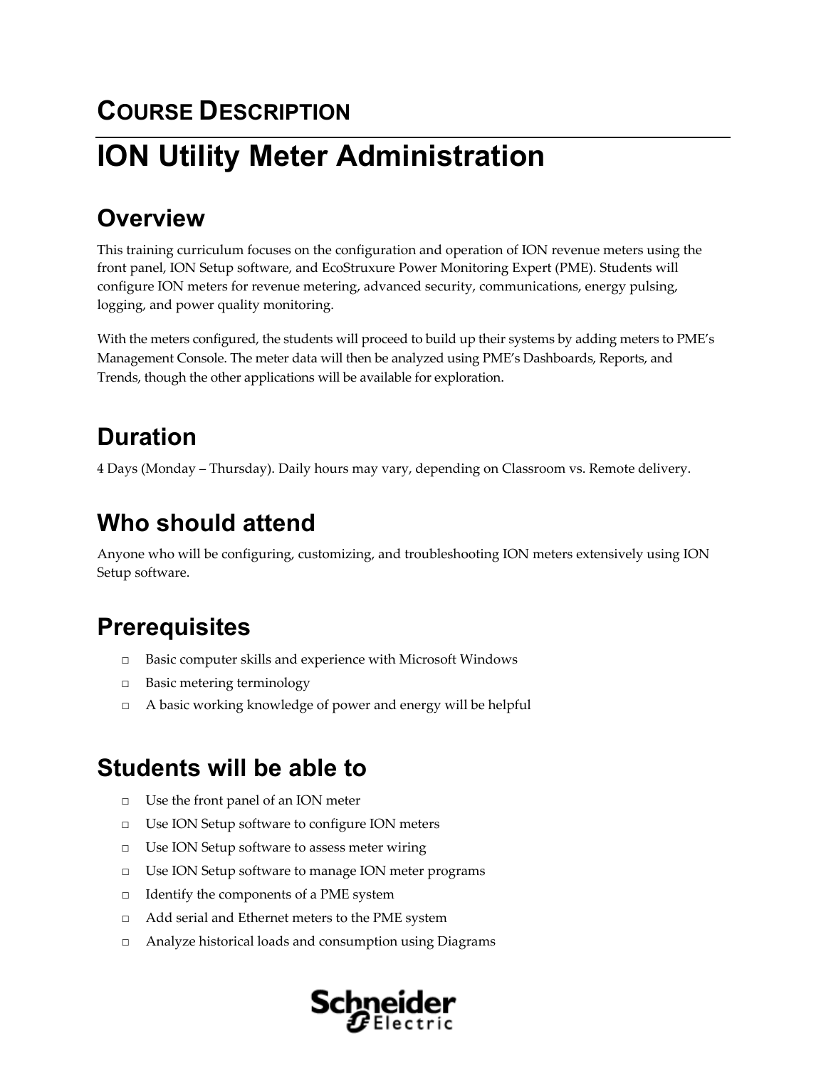# COURSE DESCRIPTION

# ION Utility Meter Administration

## Overview

This training curriculum focuses on the configuration and operation of ION revenue meters using the front panel, ION Setup software, and EcoStruxure Power Monitoring Expert (PME). Students will configure ION meters for revenue metering, advanced security, communications, energy pulsing, logging, and power quality monitoring.

With the meters configured, the students will proceed to build up their systems by adding meters to PME's Management Console. The meter data will then be analyzed using PME's Dashboards, Reports, and Trends, though the other applications will be available for exploration.

## Duration

4 Days (Monday – Thursday). Daily hours may vary, depending on Classroom vs. Remote delivery.

## Who should attend

Anyone who will be configuring, customizing, and troubleshooting ION meters extensively using ION Setup software.

## Prerequisites

- Basic computer skills and experience with Microsoft Windows
- Basic metering terminology
- A basic working knowledge of power and energy will be helpful

## Students will be able to

- Use the front panel of an ION meter
- Use ION Setup software to configure ION meters
- Use ION Setup software to assess meter wiring
- Use ION Setup software to manage ION meter programs
- Identify the components of a PME system
- Add serial and Ethernet meters to the PME system
- Analyze historical loads and consumption using Diagrams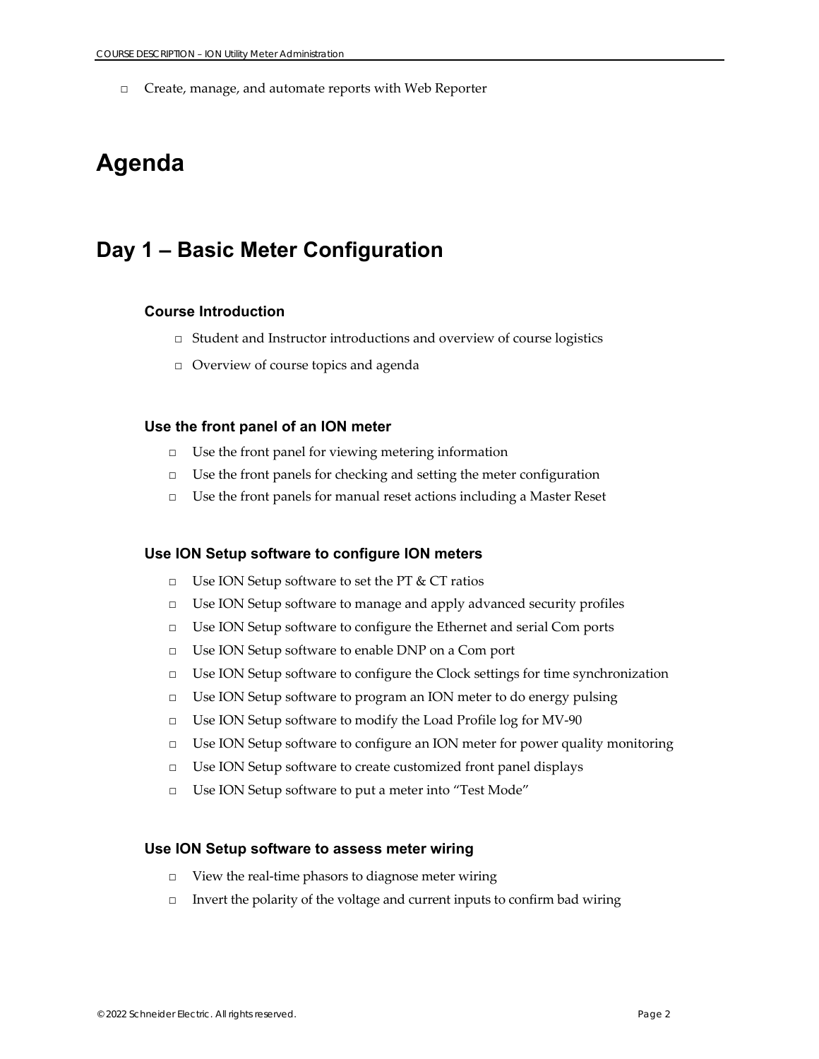- Create, manage, and automate reports with Web Reporter

# Agenda

## Day 1 – Basic Meter Configuration

### Course Introduction

- Student and Instructor introductions and overview of course logistics
- Overview of course topics and agenda

### Use the front panel of an ION meter

- Use the front panel for viewing metering information
- Use the front panels for checking and setting the meter configuration
- Use the front panels for manual reset actions including a Master Reset

### Use ION Setup software to configure ION meters

- Use ION Setup software to set the PT & CT ratios
- Use ION Setup software to manage and apply advanced security profiles
- Use ION Setup software to configure the Ethernet and serial Com ports
- Use ION Setup software to enable DNP on a Com port
- Use ION Setup software to configure the Clock settings for time synchronization
- Use ION Setup software to program an ION meter to do energy pulsing
- Use ION Setup software to modify the Load Profile log for MV-90
- Use ION Setup software to configure an ION meter for power quality monitoring
- Use ION Setup software to create customized front panel displays
- Use ION Setup software to put a meter into “Test Mode”

### Use ION Setup software to assess meter wiring

- View the real-time phasors to diagnose meter wiring
- Invert the polarity of the voltage and current inputs to confirm bad wiring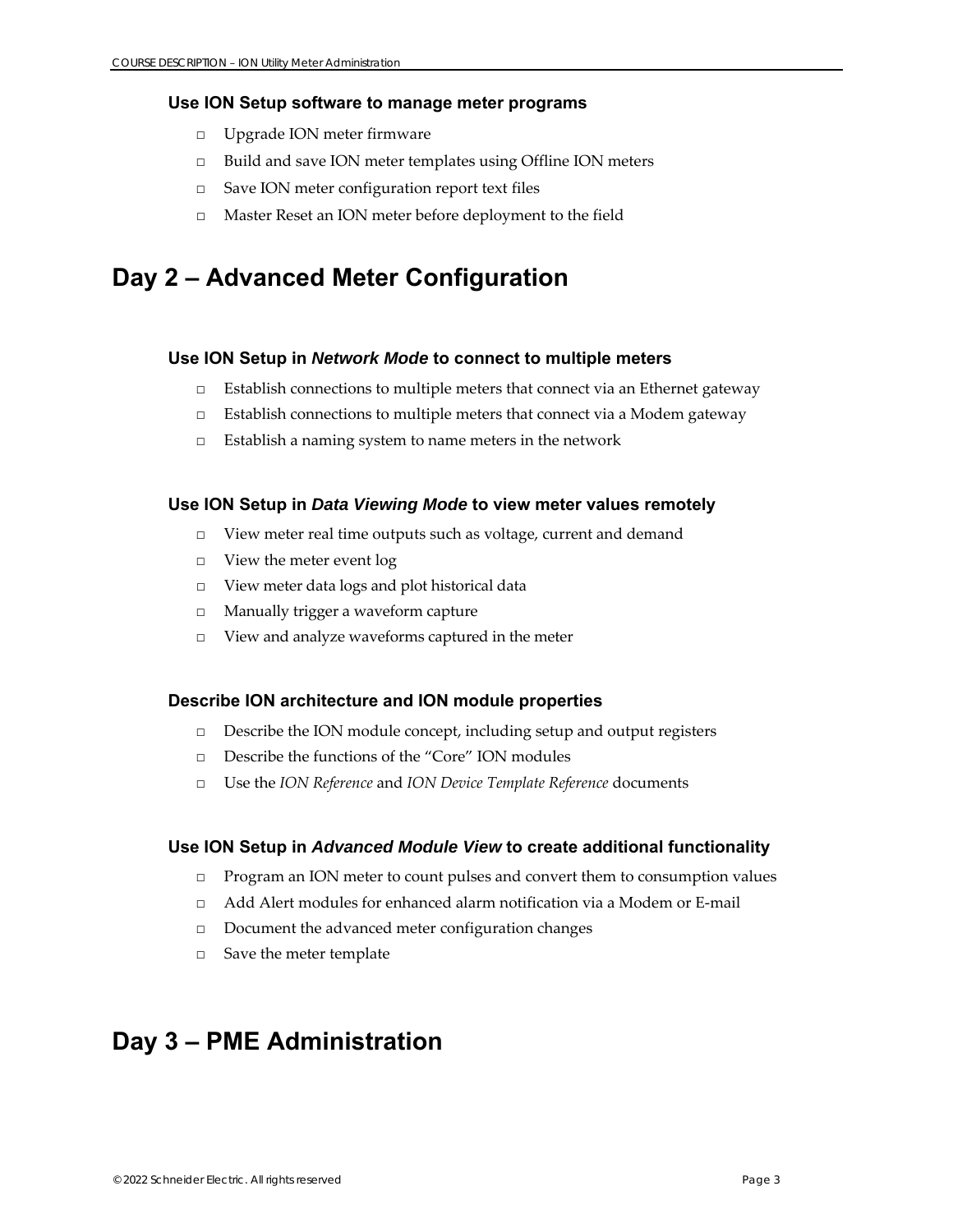### Use ION Setup software to manage meter programs

- Upgrade ION meter firmware
- Build and save ION meter templates using Offline ION meters
- Save ION meter configuration report text files
- Master Reset an ION meter before deployment to the field

## Day 2 – Advanced Meter Configuration

### Use ION Setup in *Network Mode* to connect to multiple meters

- Establish connections to multiple meters that connect via an Ethernet gateway
- Establish connections to multiple meters that connect via a Modem gateway
- Establish a naming system to name meters in the network

### Use ION Setup in *Data Viewing Mode* to view meter values remotely

- View meter real time outputs such as voltage, current and demand
- View the meter event log
- View meter data logs and plot historical data
- Manually trigger a waveform capture
- View and analyze waveforms captured in the meter

### Describe ION architecture and ION module properties

- Describe the ION module concept, including setup and output registers
- Describe the functions of the "Core" ION modules
- Use the *ION Reference* and *ION Device Template Reference* documents

### Use ION Setup in *Advanced Module View* to create additional functionality

- Program an ION meter to count pulses and convert them to consumption values
- Add Alert modules for enhanced alarm notification via a Modem or E-mail
- Document the advanced meter configuration changes
- Save the meter template

## Day 3 – PME Administration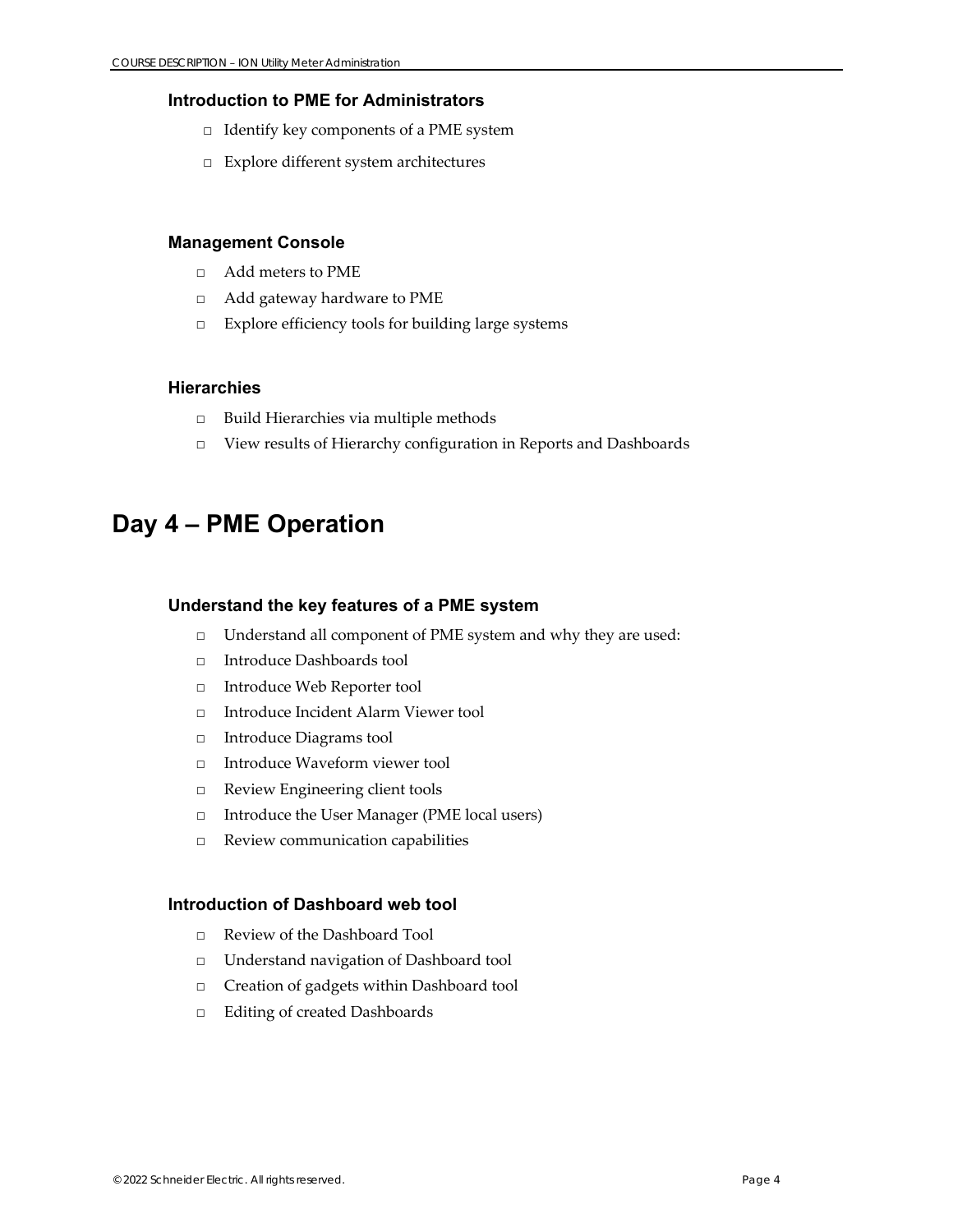### Introduction to PME for Administrators

- Identify key components of a PME system
- Explore different system architectures

### Management Console

- Add meters to PME
- Add gateway hardware to PME
- Explore efficiency tools for building large systems

### Hierarchies

- Build Hierarchies via multiple methods
- View results of Hierarchy configuration in Reports and Dashboards

## Day 4 – PME Operation

### Understand the key features of a PME system

- Understand all component of PME system and why they are used:
- Introduce Dashboards tool
- Introduce Web Reporter tool
- Introduce Incident Alarm Viewer tool
- Introduce Diagrams tool
- Introduce Waveform viewer tool
- Review Engineering client tools
- Introduce the User Manager (PME local users)
- Review communication capabilities

### Introduction of Dashboard web tool

- Review of the Dashboard Tool
- Understand navigation of Dashboard tool
- Creation of gadgets within Dashboard tool
- Editing of created Dashboards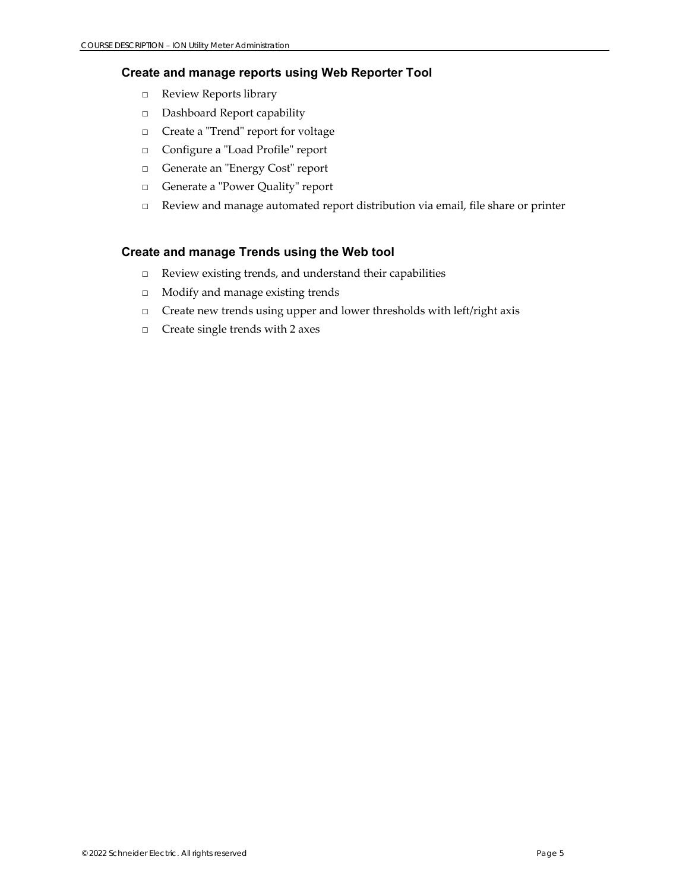### Create and manage reports using Web Reporter Tool

- Review Reports library
- Dashboard Report capability
- Create a "Trend" report for voltage
- Configure a "Load Profile" report
- Generate an "Energy Cost" report
- Generate a "Power Quality" report
- Review and manage automated report distribution via email, file share or printer

### Create and manage Trends using the Web tool

- Review existing trends, and understand their capabilities
- Modify and manage existing trends
- Create new trends using upper and lower thresholds with left/right axis
- Create single trends with 2 axes